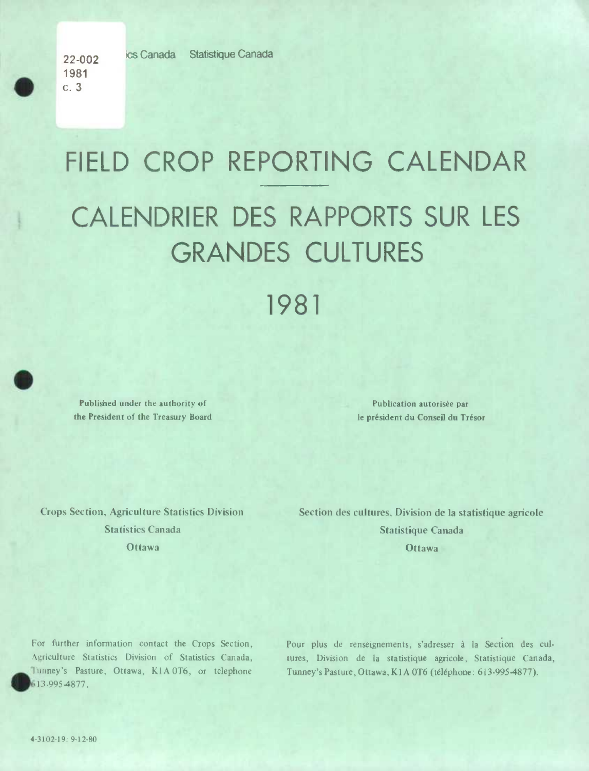22-002
1981
c. 3

ics Canada Statistique Canada

# FIELD CROP REPORTING CALENDAR

# CALENDRIER DES RAPPORTS SUR LES GRANDES CULTURES

# 1981

**Published under the authority of the President of the Treasury Board**

**Publication autorisée par le président du Conseil du Trésor**

Crops Section, Agriculture Statistics Division
Statistics Canada
Ottawa

Section des cultures, Division de la statistique agricole
Statistique Canada
Ottawa

For further information contact the Crops Section, Agriculture Statistics Division of Statistics Canada, Tunney's Pasture, Ottawa, K1A 0T6, or telephone 613-995-4877.

Pour plus de renseignements, s'adresser à la Section des cultures, Division de la statistique agricole, Statistique Canada, Tunney's Pasture, Ottawa, K1A 0T6 (téléphone: 613-995-4877).

4-3102-19: 9-12-80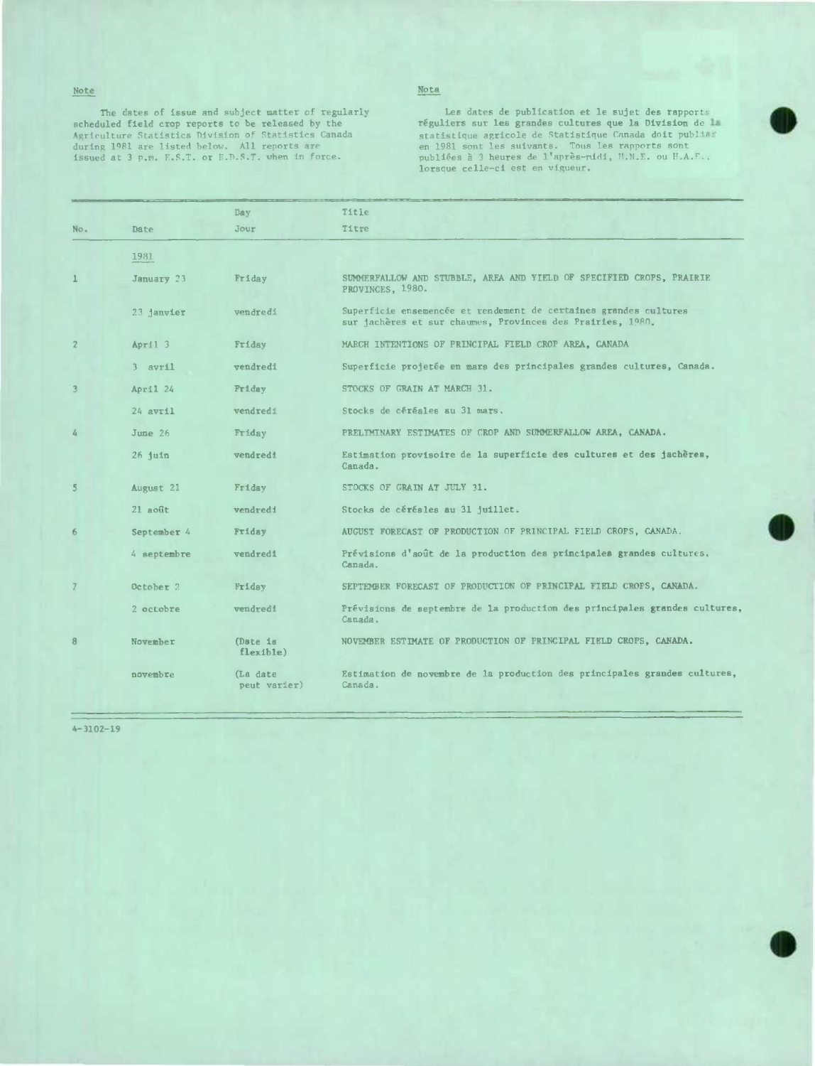Note

The dates of issue and subject matter of regularly scheduled field crop reports to be released by the Agriculture Statistics Division of Statistics Canada during 1981 are listed below. All reports are issued at 3 p.m. E.S.T. or E.D.S.T. when in force.

Nota

Les dates de publication et le sujet des rapports réguliers sur les grandes cultures que la Division de la statistique agricole de Statistique Canada doit publier en 1981 sont les suivants. Tous les rapports sont publiées à 3 heures de l'après-midi, H.N.E. ou H.A.E.. lorsque celle-ci est en vigueur.

| No. | Date | Day<br>Jour | Title<br>Titre |
|---|---|---|---|
| | 1981 | | |
| 1 | January 23 | Friday | SUMMERFALLOW AND STUBBLE, AREA AND YIELD OF SPECIFIED CROPS, PRAIRIE PROVINCES, 1980. |
| | 23 janvier | vendredi | Superficie ensemencée et rendement de certaines grandes cultures sur jachères et sur chaumes, Provinces des Prairies, 1980. |
| 2 | April 3 | Friday | MARCH INTENTIONS OF PRINCIPAL FIELD CROP AREA, CANADA |
| | 3 avril | vendredi | Superficie projetée en mars des principales grandes cultures, Canada. |
| 3 | April 24 | Friday | STOCKS OF GRAIN AT MARCH 31. |
| | 24 avril | vendredi | Stocks de céréales au 31 mars. |
| 4 | June 26 | Friday | PRELIMINARY ESTIMATES OF CROP AND SUMMERFALLOW AREA, CANADA. |
| | 26 juin | vendredi | Estimation provisoire de la superficie des cultures et des jachères, Canada. |
| 5 | August 21 | Friday | STOCKS OF GRAIN AT JULY 31. |
| | 21 août | vendredi | Stocks de céréales au 31 juillet. |
| 6 | September 4 | Friday | AUGUST FORECAST OF PRODUCTION OF PRINCIPAL FIELD CROPS, CANADA. |
| | 4 septembre | vendredi | Prévisions d'août de la production des principales grandes cultures, Canada. |
| 7 | October 2 | Friday | SEPTEMBER FORECAST OF PRODUCTION OF PRINCIPAL FIELD CROPS, CANADA. |
| | 2 octobre | vendredi | Prévisions de septembre de la production des principales grandes cultures, Canada. |
| 8 | November | (Date is flexible) | NOVEMBER ESTIMATE OF PRODUCTION OF PRINCIPAL FIELD CROPS, CANADA. |
| | novembre | (La date peut varier) | Estimation de novembre de la production des principales grandes cultures, Canada. |

4-3102-19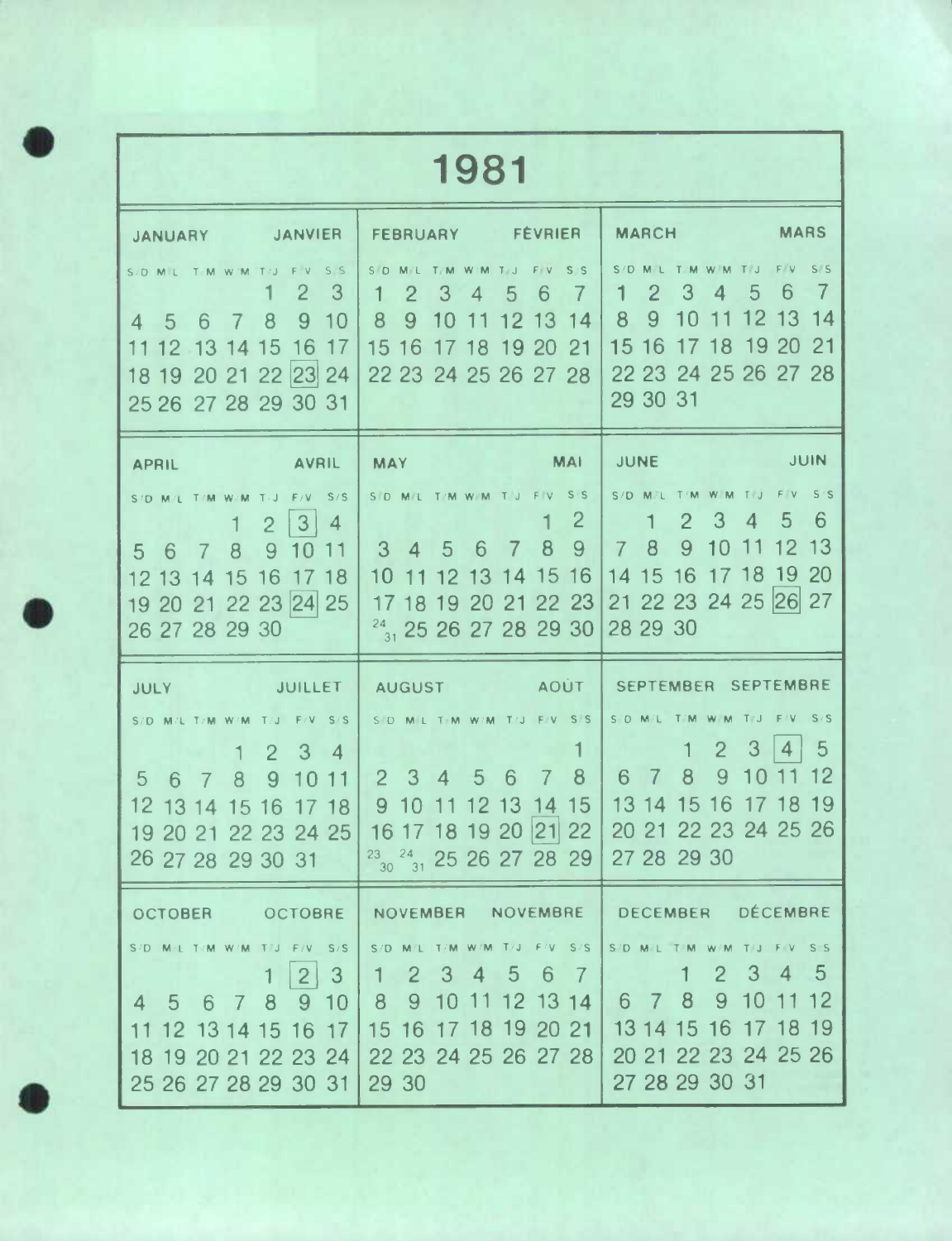# 1981

## JANUARY / JANVIER

| S/D | M/L | T/M | W/M | T/J | F/V | S/S |
|---|---|---|---|---|---|---|
| | | | | 1 | 2 | 3 |
| 4 | 5 | 6 | 7 | 8 | 9 | 10 |
| 11 | 12 | 13 | 14 | 15 | 16 | 17 |
| 18 | 19 | 20 | 21 | 22 | [23] | 24 |
| 25 | 26 | 27 | 28 | 29 | 30 | 31 |

## FEBRUARY / FÉVRIER

| S/D | M/L | T/M | W/M | T/J | F/V | S/S |
|---|---|---|---|---|---|---|
| 1 | 2 | 3 | 4 | 5 | 6 | 7 |
| 8 | 9 | 10 | 11 | 12 | 13 | 14 |
| 15 | 16 | 17 | 18 | 19 | 20 | 21 |
| 22 | 23 | 24 | 25 | 26 | 27 | 28 |

## MARCH / MARS

| S/D | M/L | T/M | W/M | T/J | F/V | S/S |
|---|---|---|---|---|---|---|
| 1 | 2 | 3 | 4 | 5 | 6 | 7 |
| 8 | 9 | 10 | 11 | 12 | 13 | 14 |
| 15 | 16 | 17 | 18 | 19 | 20 | 21 |
| 22 | 23 | 24 | 25 | 26 | 27 | 28 |
| 29 | 30 | 31 | | | | |

## APRIL / AVRIL

| S/D | M/L | T/M | W/M | T/J | F/V | S/S |
|---|---|---|---|---|---|---|
| | | | 1 | 2 | [3] | 4 |
| 5 | 6 | 7 | 8 | 9 | 10 | 11 |
| 12 | 13 | 14 | 15 | 16 | 17 | 18 |
| 19 | 20 | 21 | 22 | 23 | [24] | 25 |
| 26 | 27 | 28 | 29 | 30 | | |

## MAY / MAI

| S/D | M/L | T/M | W/M | T/J | F/V | S/S |
|---|---|---|---|---|---|---|
| | | | | | 1 | 2 |
| 3 | 4 | 5 | 6 | 7 | 8 | 9 |
| 10 | 11 | 12 | 13 | 14 | 15 | 16 |
| 17 | 18 | 19 | 20 | 21 | 22 | 23 |
| 24/31 | 25 | 26 | 27 | 28 | 29 | 30 |

## JUNE / JUIN

| S/D | M/L | T/M | W/M | T/J | F/V | S/S |
|---|---|---|---|---|---|---|
| | 1 | 2 | 3 | 4 | 5 | 6 |
| 7 | 8 | 9 | 10 | 11 | 12 | 13 |
| 14 | 15 | 16 | 17 | 18 | 19 | 20 |
| 21 | 22 | 23 | 24 | 25 | [26] | 27 |
| 28 | 29 | 30 | | | | |

## JULY / JUILLET

| S/D | M/L | T/M | W/M | T/J | F/V | S/S |
|---|---|---|---|---|---|---|
| | | | 1 | 2 | 3 | 4 |
| 5 | 6 | 7 | 8 | 9 | 10 | 11 |
| 12 | 13 | 14 | 15 | 16 | 17 | 18 |
| 19 | 20 | 21 | 22 | 23 | 24 | 25 |
| 26 | 27 | 28 | 29 | 30 | 31 | |

## AUGUST / AOÛT

| S/D | M/L | T/M | W/M | T/J | F/V | S/S |
|---|---|---|---|---|---|---|
| | | | | | | 1 |
| 2 | 3 | 4 | 5 | 6 | 7 | 8 |
| 9 | 10 | 11 | 12 | 13 | 14 | 15 |
| 16 | 17 | 18 | 19 | 20 | [21] | 22 |
| 23/30 | 24/31 | 25 | 26 | 27 | 28 | 29 |

## SEPTEMBER / SEPTEMBRE

| S/D | M/L | T/M | W/M | T/J | F/V | S/S |
|---|---|---|---|---|---|---|
| | | 1 | 2 | 3 | [4] | 5 |
| 6 | 7 | 8 | 9 | 10 | 11 | 12 |
| 13 | 14 | 15 | 16 | 17 | 18 | 19 |
| 20 | 21 | 22 | 23 | 24 | 25 | 26 |
| 27 | 28 | 29 | 30 | | | |

## OCTOBER / OCTOBRE

| S/D | M/L | T/M | W/M | T/J | F/V | S/S |
|---|---|---|---|---|---|---|
| | | | | 1 | [2] | 3 |
| 4 | 5 | 6 | 7 | 8 | 9 | 10 |
| 11 | 12 | 13 | 14 | 15 | 16 | 17 |
| 18 | 19 | 20 | 21 | 22 | 23 | 24 |
| 25 | 26 | 27 | 28 | 29 | 30 | 31 |

## NOVEMBER / NOVEMBRE

| S/D | M/L | T/M | W/M | T/J | F/V | S/S |
|---|---|---|---|---|---|---|
| 1 | 2 | 3 | 4 | 5 | 6 | 7 |
| 8 | 9 | 10 | 11 | 12 | 13 | 14 |
| 15 | 16 | 17 | 18 | 19 | 20 | 21 |
| 22 | 23 | 24 | 25 | 26 | 27 | 28 |
| 29 | 30 | | | | | |

## DECEMBER / DÉCEMBRE

| S/D | M/L | T/M | W/M | T/J | F/V | S/S |
|---|---|---|---|---|---|---|
| | | 1 | 2 | 3 | 4 | 5 |
| 6 | 7 | 8 | 9 | 10 | 11 | 12 |
| 13 | 14 | 15 | 16 | 17 | 18 | 19 |
| 20 | 21 | 22 | 23 | 24 | 25 | 26 |
| 27 | 28 | 29 | 30 | 31 | | |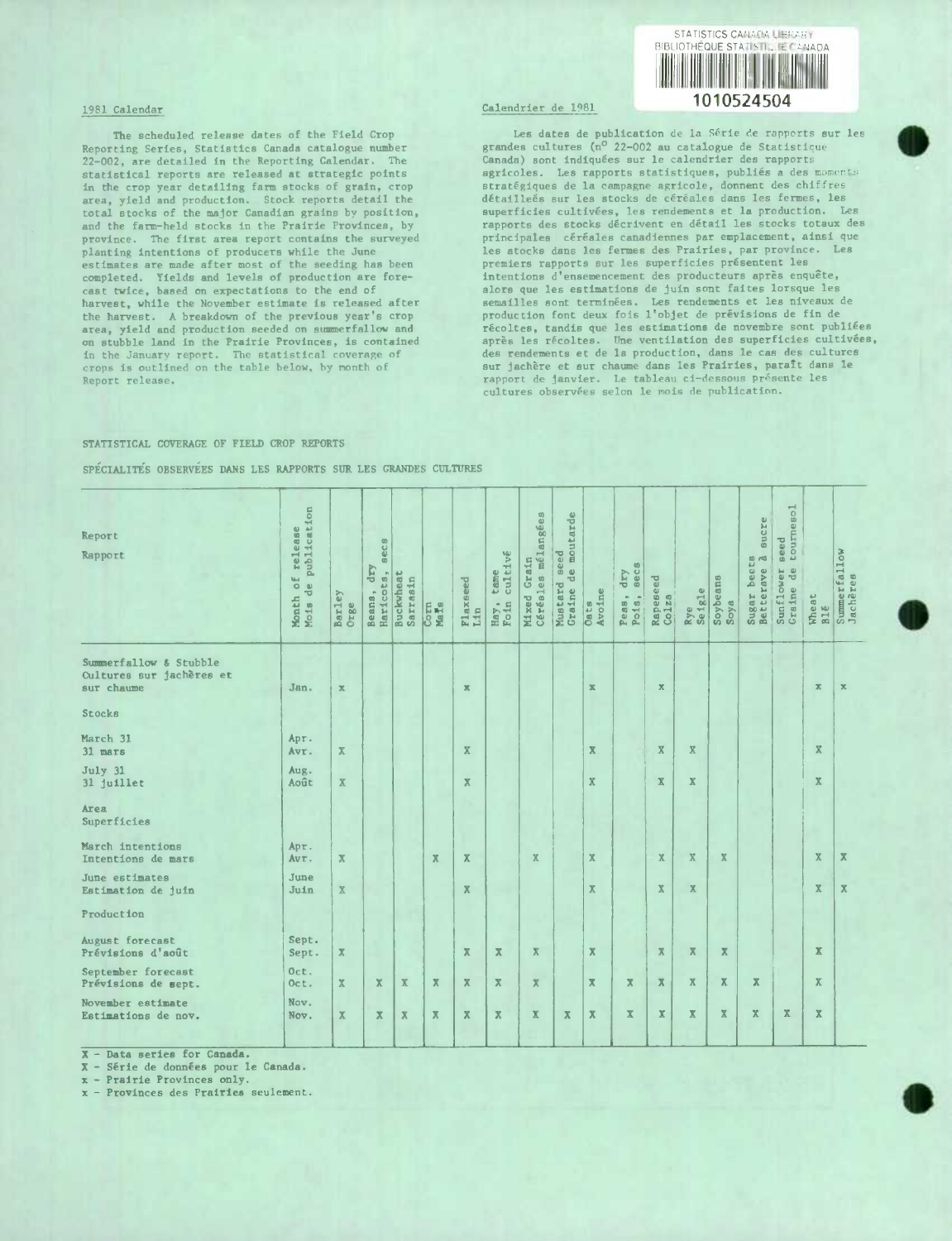## 1981 Calendar

The scheduled release dates of the Field Crop Reporting Series, Statistics Canada catalogue number 22-002, are detailed in the Reporting Calendar. The statistical reports are released at strategic points in the crop year detailing farm stocks of grain, crop area, yield and production. Stock reports detail the total stocks of the major Canadian grains by position, and the farm-held stocks in the Prairie Provinces, by province. The first area report contains the surveyed planting intentions of producers while the June estimates are made after most of the seeding has been completed. Yields and levels of production are forecast twice, based on expectations to the end of harvest, while the November estimate is released after the harvest. A breakdown of the previous year's crop area, yield and production seeded on summerfallow and on stubble land in the Prairie Provinces, is contained in the January report. The statistical coverage of crops is outlined on the table below, by month of Report release.

## Calendrier de 1981

Les dates de publication de la Série de rapports sur les grandes cultures (n° 22-002 au catalogue de Statistique Canada) sont indiquées sur le calendrier des rapports agricoles. Les rapports statistiques, publiés à des moments stratégiques de la campagne agricole, donnent des chiffres détailleés sur les stocks de céréales dans les fermes, les superficies cultivées, les rendements et la production. Les rapports des stocks décrivent en détail les stocks totaux des principales céréales canadiennes par emplacement, ainsi que les stocks dans les fermes des Prairies, par province. Les premiers rapports sur les superficies présentent les intentions d'ensemencement des producteurs après enquête, alors que les estimations de juin sont faites lorsque les semailles sont terminées. Les rendements et les niveaux de production font deux fois l'objet de prévisions de fin de récoltes, tandis que les estimations de novembre sont publiées après les récoltes. Une ventilation des superficies cultivées, des rendements et de la production, dans le cas des cultures sur jachère et sur chaume dans les Prairies, paraît dans le rapport de janvier. Le tableau ci-dessous présente les cultures observées selon le mois de publication.

STATISTICAL COVERAGE OF FIELD CROP REPORTS

SPÉCIALITÉS OBSERVÉES DANS LES RAPPORTS SUR LES GRANDES CULTURES

| Report / Rapport | Month of release / Mois de publication | Barley / Orge | Beans, dry / Haricots, secs | Buckwheat / Sarrasin | Corn / Maïs | Flaxseed / Lin | Hay, tame / Foin cultivé | Mixed Grain / Céréales mélangées | Mustard seed / Graine de moutarde | Oats / Avoine | Peas, dry / Pois, secs | Rapeseed / Colza | Rye / Seigle | Soybeans / Soya | Sugar beets / Betterave à sucre | Sunflower seed / Graine de tournesol | Wheat / Blé | Summerfallow / Jachères |
|---|---|---|---|---|---|---|---|---|---|---|---|---|---|---|---|---|---|---|
| Summerfallow & Stubble / Cultures sur jachères et sur chaume | Jan. | x | | | | x | | | | x | | x | | | | | x | x |
| Stocks | | | | | | | | | | | | | | | | | | |
| March 31 / 31 mars | Apr. / Avr. | X | | | | X | | | | X | | X | X | | | | X | |
| July 31 / 31 juillet | Aug. / Août | X | | | | X | | | | X | | X | X | | | | X | |
| Area / Superficies | | | | | | | | | | | | | | | | | | |
| March intentions / Intentions de mars | Apr. / Avr. | X | | | X | X | | X | | X | | X | X | X | | | X | X |
| June estimates / Estimation de juin | June / Juin | X | | | | X | | | | X | | X | X | | | | X | X |
| Production | | | | | | | | | | | | | | | | | | |
| August forecast / Prévisions d'août | Sept. / Sept. | X | | | | X | X | X | | X | | X | X | X | | | X | |
| September forecast / Prévisions de sept. | Oct. / Oct. | X | X | X | X | X | X | X | | X | X | X | X | X | X | | X | |
| November estimate / Estimations de nov. | Nov. / Nov. | X | X | X | X | X | X | X | X | X | X | X | X | X | X | X | X | |

X - Data series for Canada.
X - Série de données pour le Canada.
x - Prairie Provinces only.
x - Provinces des Prairies seulement.